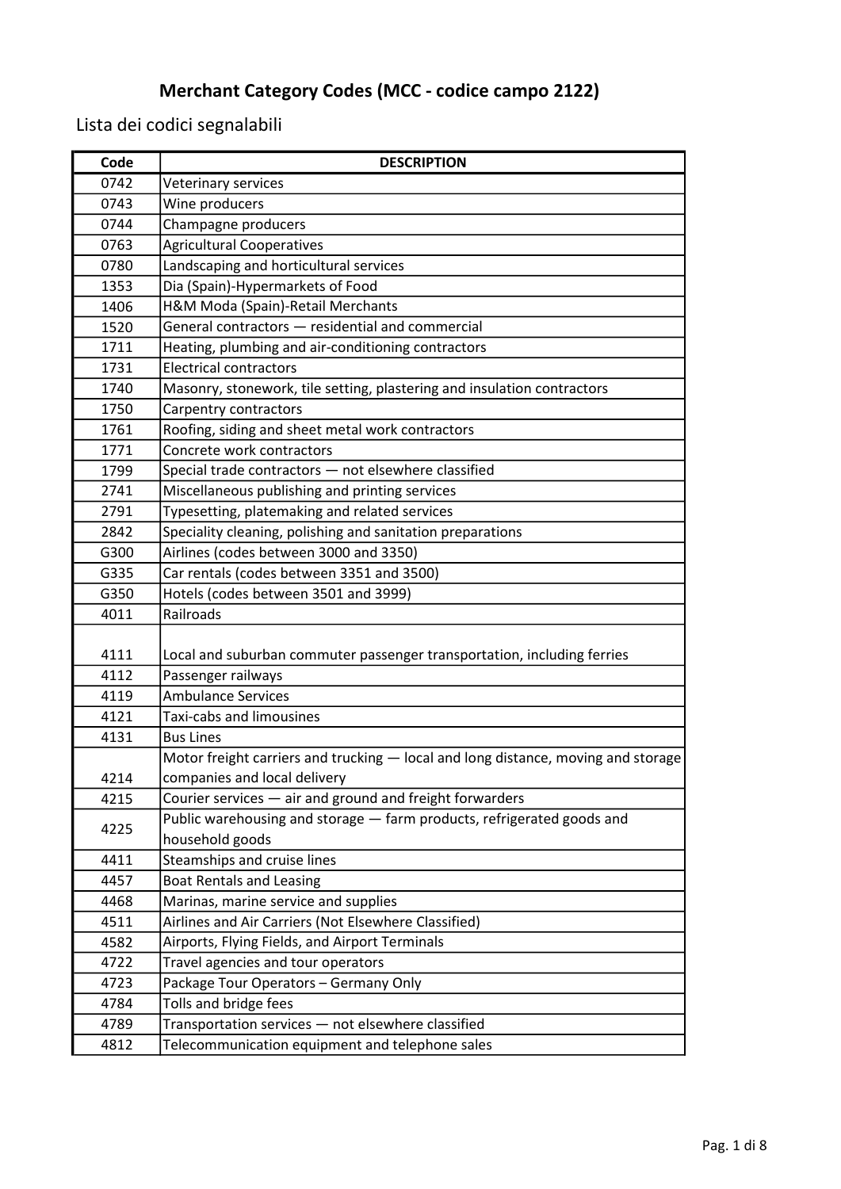# Merchant Category Codes (MCC - codice campo 2122)

Lista dei codici segnalabili

| Code | DESCRIPTION |
|---|---|
| 0742 | Veterinary services |
| 0743 | Wine producers |
| 0744 | Champagne producers |
| 0763 | Agricultural Cooperatives |
| 0780 | Landscaping and horticultural services |
| 1353 | Dia (Spain)-Hypermarkets of Food |
| 1406 | H&M Moda (Spain)-Retail Merchants |
| 1520 | General contractors — residential and commercial |
| 1711 | Heating, plumbing and air-conditioning contractors |
| 1731 | Electrical contractors |
| 1740 | Masonry, stonework, tile setting, plastering and insulation contractors |
| 1750 | Carpentry contractors |
| 1761 | Roofing, siding and sheet metal work contractors |
| 1771 | Concrete work contractors |
| 1799 | Special trade contractors — not elsewhere classified |
| 2741 | Miscellaneous publishing and printing services |
| 2791 | Typesetting, platemaking and related services |
| 2842 | Speciality cleaning, polishing and sanitation preparations |
| G300 | Airlines (codes between 3000 and 3350) |
| G335 | Car rentals (codes between 3351 and 3500) |
| G350 | Hotels (codes between 3501 and 3999) |
| 4011 | Railroads |
| 4111 | Local and suburban commuter passenger transportation, including ferries |
| 4112 | Passenger railways |
| 4119 | Ambulance Services |
| 4121 | Taxi-cabs and limousines |
| 4131 | Bus Lines |
| 4214 | Motor freight carriers and trucking — local and long distance, moving and storage companies and local delivery |
| 4215 | Courier services — air and ground and freight forwarders |
| 4225 | Public warehousing and storage — farm products, refrigerated goods and household goods |
| 4411 | Steamships and cruise lines |
| 4457 | Boat Rentals and Leasing |
| 4468 | Marinas, marine service and supplies |
| 4511 | Airlines and Air Carriers (Not Elsewhere Classified) |
| 4582 | Airports, Flying Fields, and Airport Terminals |
| 4722 | Travel agencies and tour operators |
| 4723 | Package Tour Operators – Germany Only |
| 4784 | Tolls and bridge fees |
| 4789 | Transportation services — not elsewhere classified |
| 4812 | Telecommunication equipment and telephone sales |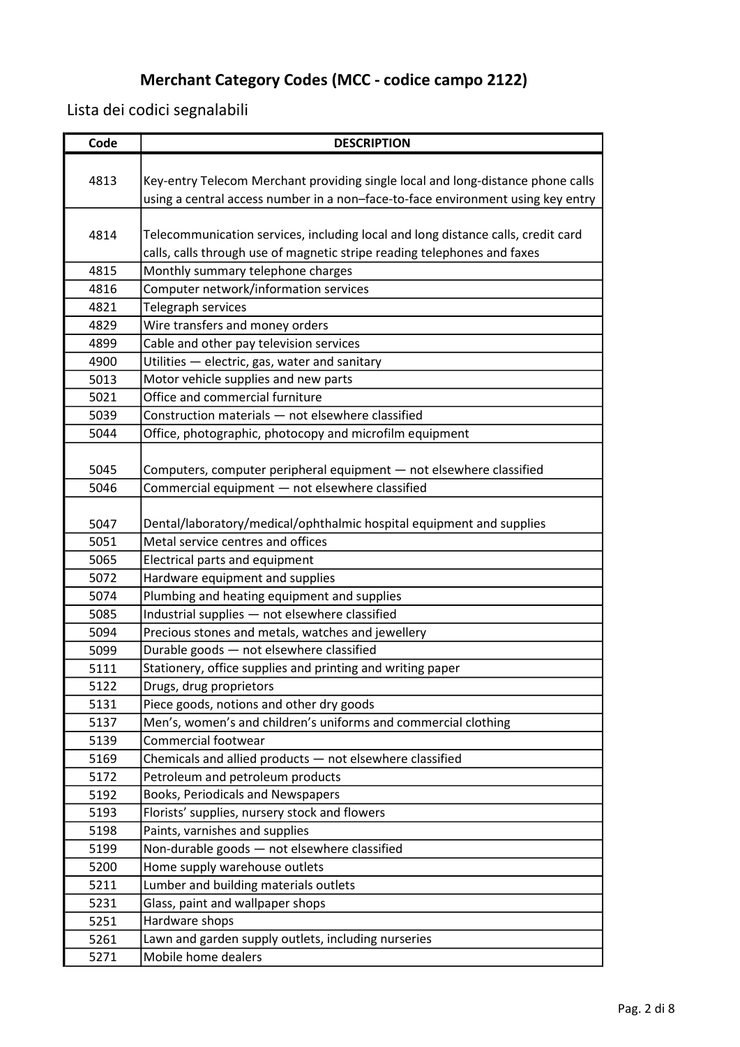## Merchant Category Codes (MCC - codice campo 2122)

Lista dei codici segnalabili

| Code | DESCRIPTION |
|---|---|
| 4813 | Key-entry Telecom Merchant providing single local and long-distance phone calls using a central access number in a non–face-to-face environment using key entry |
| 4814 | Telecommunication services, including local and long distance calls, credit card calls, calls through use of magnetic stripe reading telephones and faxes |
| 4815 | Monthly summary telephone charges |
| 4816 | Computer network/information services |
| 4821 | Telegraph services |
| 4829 | Wire transfers and money orders |
| 4899 | Cable and other pay television services |
| 4900 | Utilities — electric, gas, water and sanitary |
| 5013 | Motor vehicle supplies and new parts |
| 5021 | Office and commercial furniture |
| 5039 | Construction materials — not elsewhere classified |
| 5044 | Office, photographic, photocopy and microfilm equipment |
| 5045 | Computers, computer peripheral equipment — not elsewhere classified |
| 5046 | Commercial equipment — not elsewhere classified |
| 5047 | Dental/laboratory/medical/ophthalmic hospital equipment and supplies |
| 5051 | Metal service centres and offices |
| 5065 | Electrical parts and equipment |
| 5072 | Hardware equipment and supplies |
| 5074 | Plumbing and heating equipment and supplies |
| 5085 | Industrial supplies — not elsewhere classified |
| 5094 | Precious stones and metals, watches and jewellery |
| 5099 | Durable goods — not elsewhere classified |
| 5111 | Stationery, office supplies and printing and writing paper |
| 5122 | Drugs, drug proprietors |
| 5131 | Piece goods, notions and other dry goods |
| 5137 | Men's, women's and children's uniforms and commercial clothing |
| 5139 | Commercial footwear |
| 5169 | Chemicals and allied products — not elsewhere classified |
| 5172 | Petroleum and petroleum products |
| 5192 | Books, Periodicals and Newspapers |
| 5193 | Florists' supplies, nursery stock and flowers |
| 5198 | Paints, varnishes and supplies |
| 5199 | Non-durable goods — not elsewhere classified |
| 5200 | Home supply warehouse outlets |
| 5211 | Lumber and building materials outlets |
| 5231 | Glass, paint and wallpaper shops |
| 5251 | Hardware shops |
| 5261 | Lawn and garden supply outlets, including nurseries |
| 5271 | Mobile home dealers |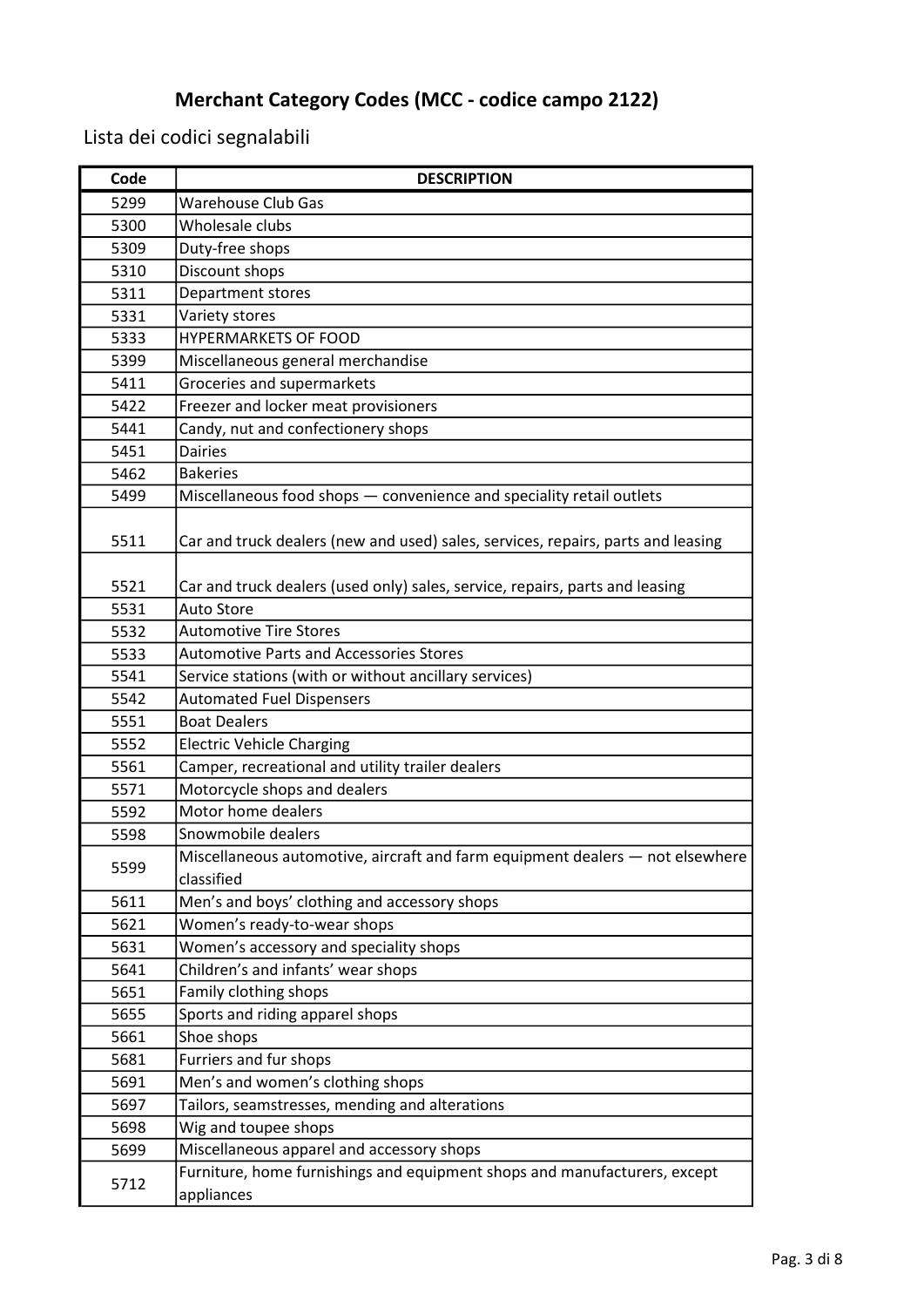## Merchant Category Codes (MCC - codice campo 2122)

Lista dei codici segnalabili

| Code | DESCRIPTION |
|---|---|
| 5299 | Warehouse Club Gas |
| 5300 | Wholesale clubs |
| 5309 | Duty-free shops |
| 5310 | Discount shops |
| 5311 | Department stores |
| 5331 | Variety stores |
| 5333 | HYPERMARKETS OF FOOD |
| 5399 | Miscellaneous general merchandise |
| 5411 | Groceries and supermarkets |
| 5422 | Freezer and locker meat provisioners |
| 5441 | Candy, nut and confectionery shops |
| 5451 | Dairies |
| 5462 | Bakeries |
| 5499 | Miscellaneous food shops — convenience and speciality retail outlets |
| 5511 | Car and truck dealers (new and used) sales, services, repairs, parts and leasing |
| 5521 | Car and truck dealers (used only) sales, service, repairs, parts and leasing |
| 5531 | Auto Store |
| 5532 | Automotive Tire Stores |
| 5533 | Automotive Parts and Accessories Stores |
| 5541 | Service stations (with or without ancillary services) |
| 5542 | Automated Fuel Dispensers |
| 5551 | Boat Dealers |
| 5552 | Electric Vehicle Charging |
| 5561 | Camper, recreational and utility trailer dealers |
| 5571 | Motorcycle shops and dealers |
| 5592 | Motor home dealers |
| 5598 | Snowmobile dealers |
| 5599 | Miscellaneous automotive, aircraft and farm equipment dealers — not elsewhere classified |
| 5611 | Men's and boys' clothing and accessory shops |
| 5621 | Women's ready-to-wear shops |
| 5631 | Women's accessory and speciality shops |
| 5641 | Children's and infants' wear shops |
| 5651 | Family clothing shops |
| 5655 | Sports and riding apparel shops |
| 5661 | Shoe shops |
| 5681 | Furriers and fur shops |
| 5691 | Men's and women's clothing shops |
| 5697 | Tailors, seamstresses, mending and alterations |
| 5698 | Wig and toupee shops |
| 5699 | Miscellaneous apparel and accessory shops |
| 5712 | Furniture, home furnishings and equipment shops and manufacturers, except appliances |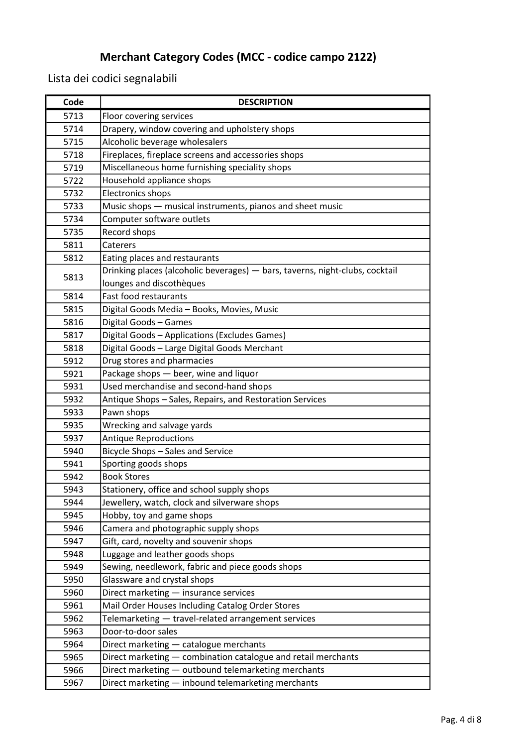# Merchant Category Codes (MCC - codice campo 2122)

Lista dei codici segnalabili

| Code | DESCRIPTION |
|---|---|
| 5713 | Floor covering services |
| 5714 | Drapery, window covering and upholstery shops |
| 5715 | Alcoholic beverage wholesalers |
| 5718 | Fireplaces, fireplace screens and accessories shops |
| 5719 | Miscellaneous home furnishing speciality shops |
| 5722 | Household appliance shops |
| 5732 | Electronics shops |
| 5733 | Music shops — musical instruments, pianos and sheet music |
| 5734 | Computer software outlets |
| 5735 | Record shops |
| 5811 | Caterers |
| 5812 | Eating places and restaurants |
| 5813 | Drinking places (alcoholic beverages) — bars, taverns, night-clubs, cocktail lounges and discothèques |
| 5814 | Fast food restaurants |
| 5815 | Digital Goods Media – Books, Movies, Music |
| 5816 | Digital Goods – Games |
| 5817 | Digital Goods – Applications (Excludes Games) |
| 5818 | Digital Goods – Large Digital Goods Merchant |
| 5912 | Drug stores and pharmacies |
| 5921 | Package shops — beer, wine and liquor |
| 5931 | Used merchandise and second-hand shops |
| 5932 | Antique Shops – Sales, Repairs, and Restoration Services |
| 5933 | Pawn shops |
| 5935 | Wrecking and salvage yards |
| 5937 | Antique Reproductions |
| 5940 | Bicycle Shops – Sales and Service |
| 5941 | Sporting goods shops |
| 5942 | Book Stores |
| 5943 | Stationery, office and school supply shops |
| 5944 | Jewellery, watch, clock and silverware shops |
| 5945 | Hobby, toy and game shops |
| 5946 | Camera and photographic supply shops |
| 5947 | Gift, card, novelty and souvenir shops |
| 5948 | Luggage and leather goods shops |
| 5949 | Sewing, needlework, fabric and piece goods shops |
| 5950 | Glassware and crystal shops |
| 5960 | Direct marketing — insurance services |
| 5961 | Mail Order Houses Including Catalog Order Stores |
| 5962 | Telemarketing — travel-related arrangement services |
| 5963 | Door-to-door sales |
| 5964 | Direct marketing — catalogue merchants |
| 5965 | Direct marketing — combination catalogue and retail merchants |
| 5966 | Direct marketing — outbound telemarketing merchants |
| 5967 | Direct marketing — inbound telemarketing merchants |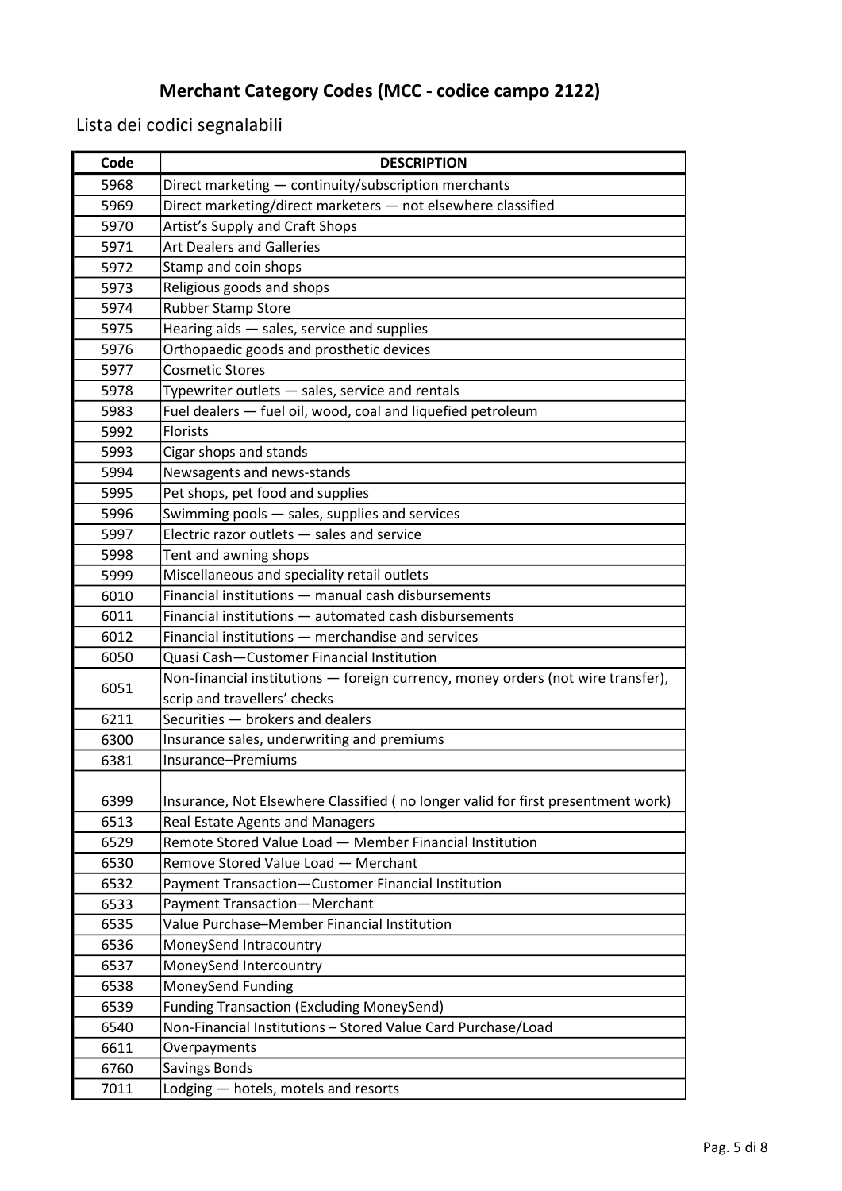# Merchant Category Codes (MCC - codice campo 2122)

Lista dei codici segnalabili

| Code | DESCRIPTION |
|---|---|
| 5968 | Direct marketing — continuity/subscription merchants |
| 5969 | Direct marketing/direct marketers — not elsewhere classified |
| 5970 | Artist's Supply and Craft Shops |
| 5971 | Art Dealers and Galleries |
| 5972 | Stamp and coin shops |
| 5973 | Religious goods and shops |
| 5974 | Rubber Stamp Store |
| 5975 | Hearing aids — sales, service and supplies |
| 5976 | Orthopaedic goods and prosthetic devices |
| 5977 | Cosmetic Stores |
| 5978 | Typewriter outlets — sales, service and rentals |
| 5983 | Fuel dealers — fuel oil, wood, coal and liquefied petroleum |
| 5992 | Florists |
| 5993 | Cigar shops and stands |
| 5994 | Newsagents and news-stands |
| 5995 | Pet shops, pet food and supplies |
| 5996 | Swimming pools — sales, supplies and services |
| 5997 | Electric razor outlets — sales and service |
| 5998 | Tent and awning shops |
| 5999 | Miscellaneous and speciality retail outlets |
| 6010 | Financial institutions — manual cash disbursements |
| 6011 | Financial institutions — automated cash disbursements |
| 6012 | Financial institutions — merchandise and services |
| 6050 | Quasi Cash—Customer Financial Institution |
| 6051 | Non-financial institutions — foreign currency, money orders (not wire transfer), scrip and travellers' checks |
| 6211 | Securities — brokers and dealers |
| 6300 | Insurance sales, underwriting and premiums |
| 6381 | Insurance–Premiums |
| 6399 | Insurance, Not Elsewhere Classified ( no longer valid for first presentment work) |
| 6513 | Real Estate Agents and Managers |
| 6529 | Remote Stored Value Load — Member Financial Institution |
| 6530 | Remove Stored Value Load — Merchant |
| 6532 | Payment Transaction—Customer Financial Institution |
| 6533 | Payment Transaction—Merchant |
| 6535 | Value Purchase–Member Financial Institution |
| 6536 | MoneySend Intracountry |
| 6537 | MoneySend Intercountry |
| 6538 | MoneySend Funding |
| 6539 | Funding Transaction (Excluding MoneySend) |
| 6540 | Non-Financial Institutions – Stored Value Card Purchase/Load |
| 6611 | Overpayments |
| 6760 | Savings Bonds |
| 7011 | Lodging — hotels, motels and resorts |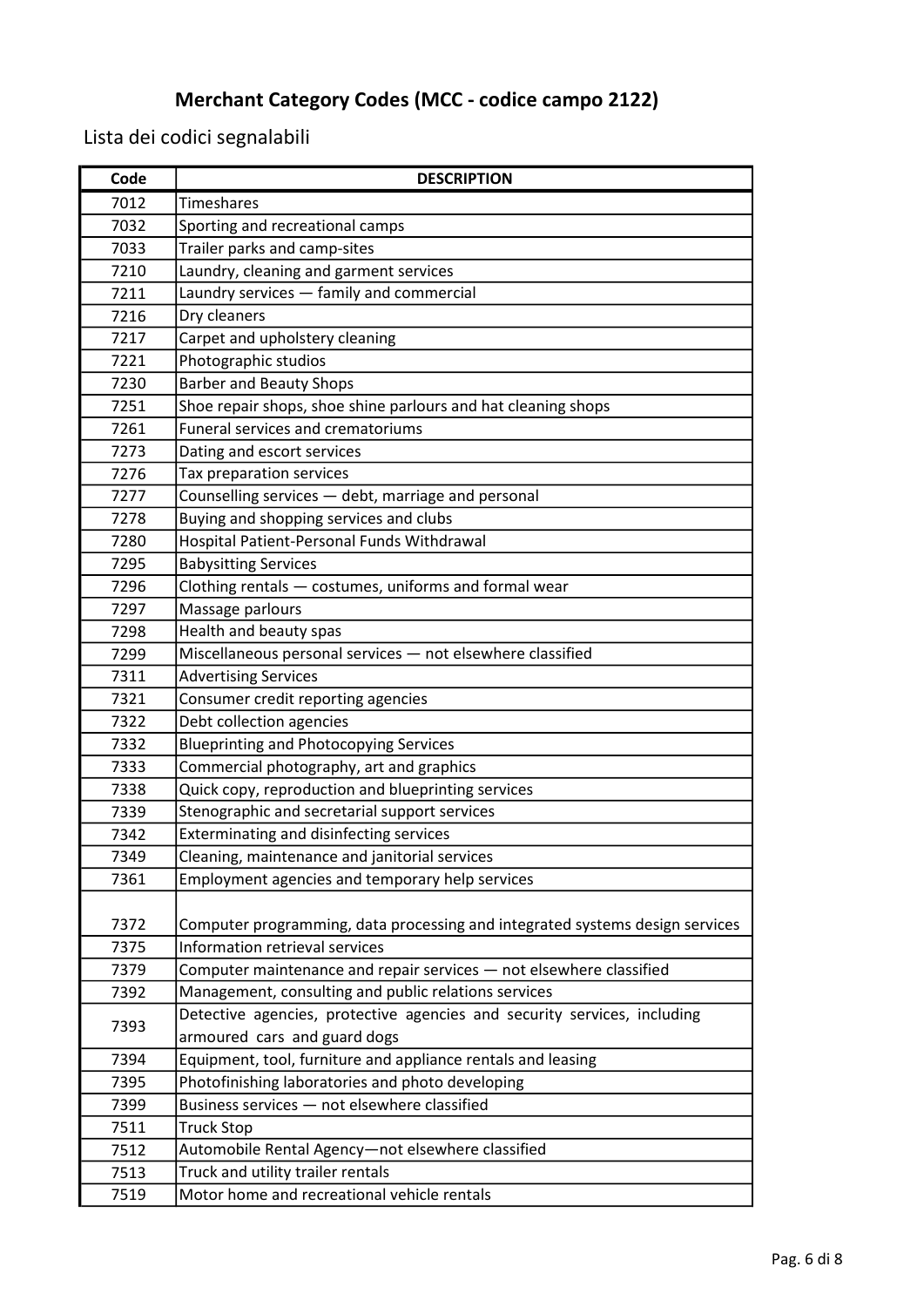## Merchant Category Codes (MCC - codice campo 2122)

Lista dei codici segnalabili

| Code | DESCRIPTION |
|---|---|
| 7012 | Timeshares |
| 7032 | Sporting and recreational camps |
| 7033 | Trailer parks and camp-sites |
| 7210 | Laundry, cleaning and garment services |
| 7211 | Laundry services — family and commercial |
| 7216 | Dry cleaners |
| 7217 | Carpet and upholstery cleaning |
| 7221 | Photographic studios |
| 7230 | Barber and Beauty Shops |
| 7251 | Shoe repair shops, shoe shine parlours and hat cleaning shops |
| 7261 | Funeral services and crematoriums |
| 7273 | Dating and escort services |
| 7276 | Tax preparation services |
| 7277 | Counselling services — debt, marriage and personal |
| 7278 | Buying and shopping services and clubs |
| 7280 | Hospital Patient-Personal Funds Withdrawal |
| 7295 | Babysitting Services |
| 7296 | Clothing rentals — costumes, uniforms and formal wear |
| 7297 | Massage parlours |
| 7298 | Health and beauty spas |
| 7299 | Miscellaneous personal services — not elsewhere classified |
| 7311 | Advertising Services |
| 7321 | Consumer credit reporting agencies |
| 7322 | Debt collection agencies |
| 7332 | Blueprinting and Photocopying Services |
| 7333 | Commercial photography, art and graphics |
| 7338 | Quick copy, reproduction and blueprinting services |
| 7339 | Stenographic and secretarial support services |
| 7342 | Exterminating and disinfecting services |
| 7349 | Cleaning, maintenance and janitorial services |
| 7361 | Employment agencies and temporary help services |
| 7372 | Computer programming, data processing and integrated systems design services |
| 7375 | Information retrieval services |
| 7379 | Computer maintenance and repair services — not elsewhere classified |
| 7392 | Management, consulting and public relations services |
| 7393 | Detective agencies, protective agencies and security services, including armoured cars and guard dogs |
| 7394 | Equipment, tool, furniture and appliance rentals and leasing |
| 7395 | Photofinishing laboratories and photo developing |
| 7399 | Business services — not elsewhere classified |
| 7511 | Truck Stop |
| 7512 | Automobile Rental Agency—not elsewhere classified |
| 7513 | Truck and utility trailer rentals |
| 7519 | Motor home and recreational vehicle rentals |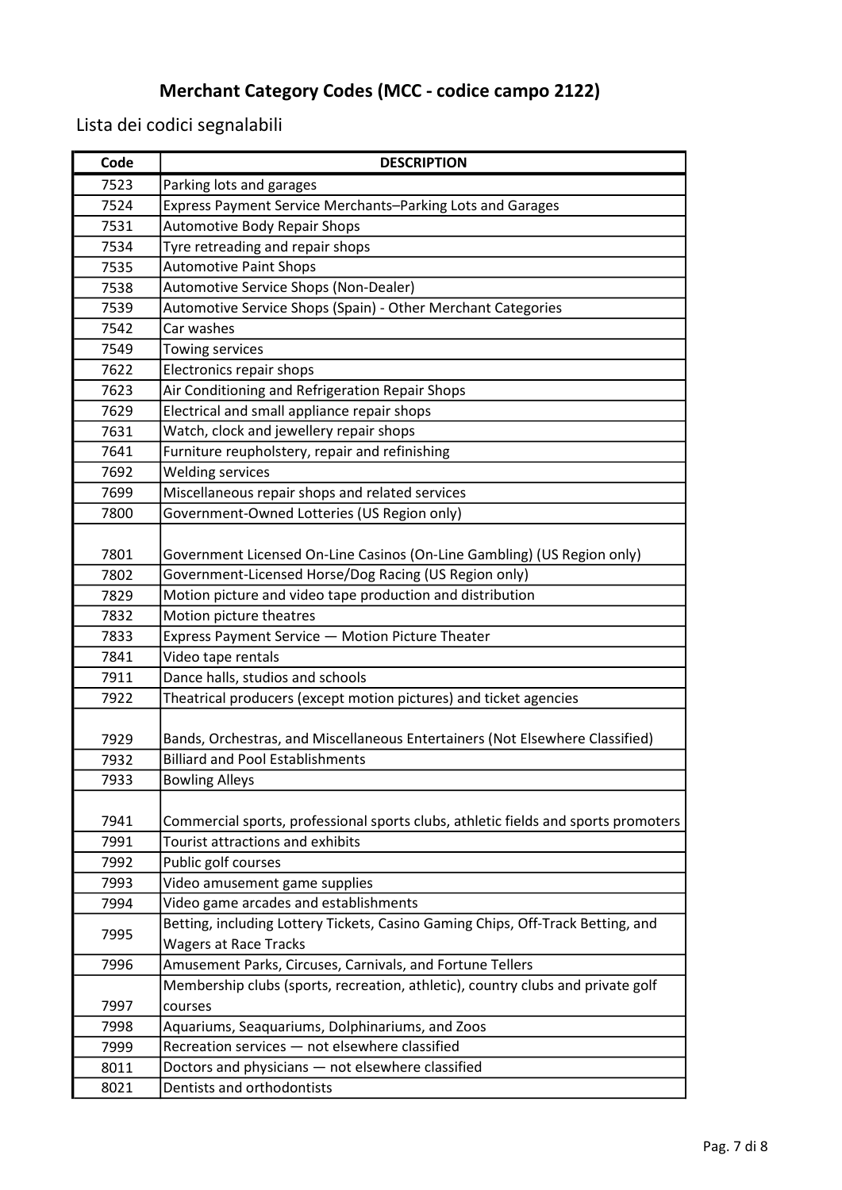## Merchant Category Codes (MCC - codice campo 2122)

Lista dei codici segnalabili

| Code | DESCRIPTION |
|---|---|
| 7523 | Parking lots and garages |
| 7524 | Express Payment Service Merchants–Parking Lots and Garages |
| 7531 | Automotive Body Repair Shops |
| 7534 | Tyre retreading and repair shops |
| 7535 | Automotive Paint Shops |
| 7538 | Automotive Service Shops (Non-Dealer) |
| 7539 | Automotive Service Shops (Spain) - Other Merchant Categories |
| 7542 | Car washes |
| 7549 | Towing services |
| 7622 | Electronics repair shops |
| 7623 | Air Conditioning and Refrigeration Repair Shops |
| 7629 | Electrical and small appliance repair shops |
| 7631 | Watch, clock and jewellery repair shops |
| 7641 | Furniture reupholstery, repair and refinishing |
| 7692 | Welding services |
| 7699 | Miscellaneous repair shops and related services |
| 7800 | Government-Owned Lotteries (US Region only) |
| 7801 | Government Licensed On-Line Casinos (On-Line Gambling) (US Region only) |
| 7802 | Government-Licensed Horse/Dog Racing (US Region only) |
| 7829 | Motion picture and video tape production and distribution |
| 7832 | Motion picture theatres |
| 7833 | Express Payment Service — Motion Picture Theater |
| 7841 | Video tape rentals |
| 7911 | Dance halls, studios and schools |
| 7922 | Theatrical producers (except motion pictures) and ticket agencies |
| 7929 | Bands, Orchestras, and Miscellaneous Entertainers (Not Elsewhere Classified) |
| 7932 | Billiard and Pool Establishments |
| 7933 | Bowling Alleys |
| 7941 | Commercial sports, professional sports clubs, athletic fields and sports promoters |
| 7991 | Tourist attractions and exhibits |
| 7992 | Public golf courses |
| 7993 | Video amusement game supplies |
| 7994 | Video game arcades and establishments |
| 7995 | Betting, including Lottery Tickets, Casino Gaming Chips, Off-Track Betting, and Wagers at Race Tracks |
| 7996 | Amusement Parks, Circuses, Carnivals, and Fortune Tellers |
| 7997 | Membership clubs (sports, recreation, athletic), country clubs and private golf courses |
| 7998 | Aquariums, Seaquariums, Dolphinariums, and Zoos |
| 7999 | Recreation services — not elsewhere classified |
| 8011 | Doctors and physicians — not elsewhere classified |
| 8021 | Dentists and orthodontists |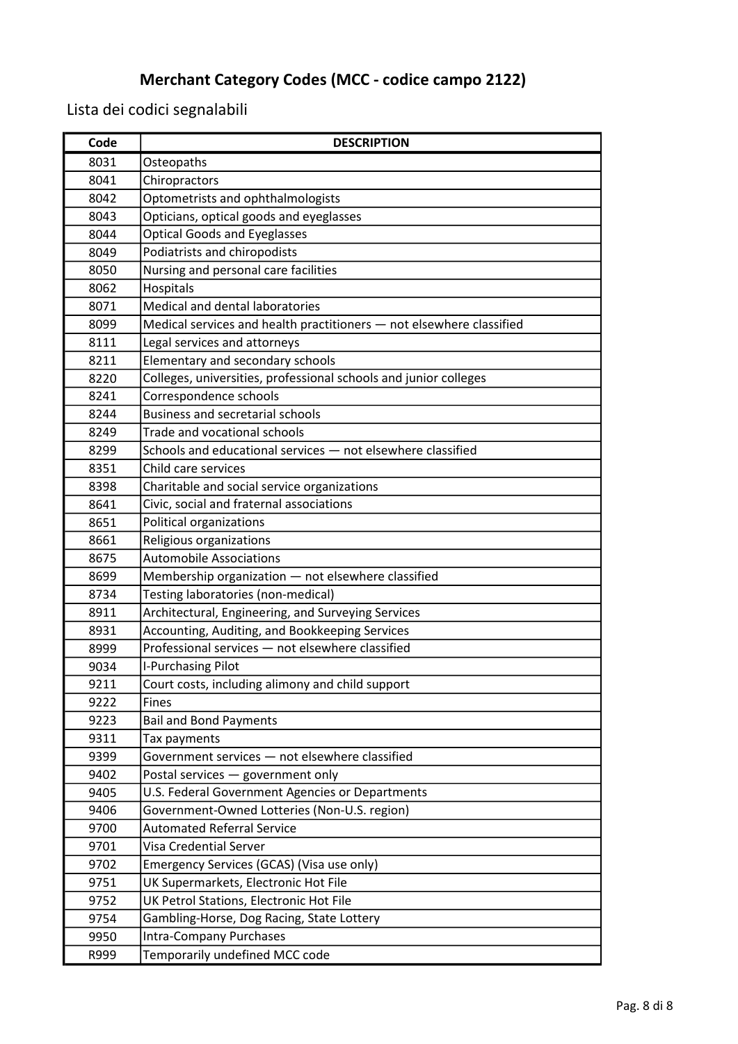# Merchant Category Codes (MCC - codice campo 2122)

Lista dei codici segnalabili

| Code | DESCRIPTION |
| --- | --- |
| 8031 | Osteopaths |
| 8041 | Chiropractors |
| 8042 | Optometrists and ophthalmologists |
| 8043 | Opticians, optical goods and eyeglasses |
| 8044 | Optical Goods and Eyeglasses |
| 8049 | Podiatrists and chiropodists |
| 8050 | Nursing and personal care facilities |
| 8062 | Hospitals |
| 8071 | Medical and dental laboratories |
| 8099 | Medical services and health practitioners — not elsewhere classified |
| 8111 | Legal services and attorneys |
| 8211 | Elementary and secondary schools |
| 8220 | Colleges, universities, professional schools and junior colleges |
| 8241 | Correspondence schools |
| 8244 | Business and secretarial schools |
| 8249 | Trade and vocational schools |
| 8299 | Schools and educational services — not elsewhere classified |
| 8351 | Child care services |
| 8398 | Charitable and social service organizations |
| 8641 | Civic, social and fraternal associations |
| 8651 | Political organizations |
| 8661 | Religious organizations |
| 8675 | Automobile Associations |
| 8699 | Membership organization — not elsewhere classified |
| 8734 | Testing laboratories (non-medical) |
| 8911 | Architectural, Engineering, and Surveying Services |
| 8931 | Accounting, Auditing, and Bookkeeping Services |
| 8999 | Professional services — not elsewhere classified |
| 9034 | I-Purchasing Pilot |
| 9211 | Court costs, including alimony and child support |
| 9222 | Fines |
| 9223 | Bail and Bond Payments |
| 9311 | Tax payments |
| 9399 | Government services — not elsewhere classified |
| 9402 | Postal services — government only |
| 9405 | U.S. Federal Government Agencies or Departments |
| 9406 | Government-Owned Lotteries (Non-U.S. region) |
| 9700 | Automated Referral Service |
| 9701 | Visa Credential Server |
| 9702 | Emergency Services (GCAS) (Visa use only) |
| 9751 | UK Supermarkets, Electronic Hot File |
| 9752 | UK Petrol Stations, Electronic Hot File |
| 9754 | Gambling-Horse, Dog Racing, State Lottery |
| 9950 | Intra-Company Purchases |
| R999 | Temporarily undefined MCC code |